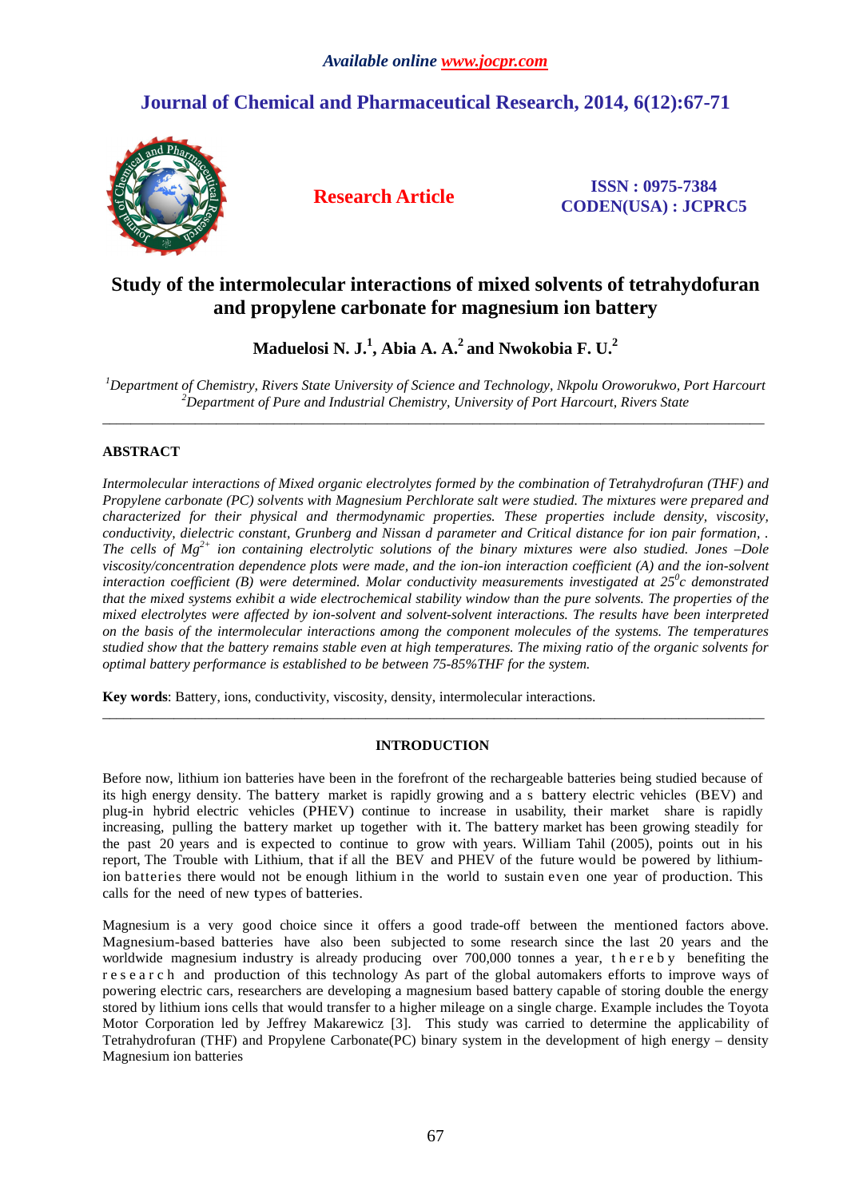# Study of the intermolecular interactions of mixed solvents of tetrahydofuran and propylene carbonate for magnesium ion battery

**Maduelosi N. J.[1], Abia A. A.[2] and Nwokobia F. U.[2]**

[1]*Department of Chemistry, Rivers State University of Science and Technology, Nkpolu Oroworukwo, Port Harcourt*
[2]*Department of Pure and Industrial Chemistry, University of Port Harcourt, Rivers State*

---

## ABSTRACT

*Intermolecular interactions of Mixed organic electrolytes formed by the combination of Tetrahydrofuran (THF) and Propylene carbonate (PC) solvents with Magnesium Perchlorate salt were studied. The mixtures were prepared and characterized for their physical and thermodynamic properties. These properties include density, viscosity, conductivity, dielectric constant, Grunberg and Nissan d parameter and Critical distance for ion pair formation, . The cells of $Mg^{2+}$ ion containing electrolytic solutions of the binary mixtures were also studied. Jones –Dole viscosity/concentration dependence plots were made, and the ion-ion interaction coefficient (A) and the ion-solvent interaction coefficient (B) were determined. Molar conductivity measurements investigated at $25^0c$ demonstrated that the mixed systems exhibit a wide electrochemical stability window than the pure solvents. The properties of the mixed electrolytes were affected by ion-solvent and solvent-solvent interactions. The results have been interpreted on the basis of the intermolecular interactions among the component molecules of the systems. The temperatures studied show that the battery remains stable even at high temperatures. The mixing ratio of the organic solvents for optimal battery performance is established to be between 75-85%THF for the system.*

**Key words**: Battery, ions, conductivity, viscosity, density, intermolecular interactions.

---

## INTRODUCTION

Before now, lithium ion batteries have been in the forefront of the rechargeable batteries being studied because of its high energy density. The battery market is rapidly growing and a s battery electric vehicles (BEV) and plug-in hybrid electric vehicles (PHEV) continue to increase in usability, their market share is rapidly increasing, pulling the battery market up together with it. The battery market has been growing steadily for the past 20 years and is expected to continue to grow with years. William Tahil (2005), points out in his report, The Trouble with Lithium, that if all the BEV and PHEV of the future would be powered by lithium-ion batteries there would not be enough lithium in the world to sustain even one year of production. This calls for the need of new types of batteries.

Magnesium is a very good choice since it offers a good trade-off between the mentioned factors above. Magnesium-based batteries have also been subjected to some research since the last 20 years and the worldwide magnesium industry is already producing over 700,000 tonnes a year, thereby benefiting the research and production of this technology As part of the global automakers efforts to improve ways of powering electric cars, researchers are developing a magnesium based battery capable of storing double the energy stored by lithium ions cells that would transfer to a higher mileage on a single charge. Example includes the Toyota Motor Corporation led by Jeffrey Makarewicz [3]. This study was carried to determine the applicability of Tetrahydrofuran (THF) and Propylene Carbonate(PC) binary system in the development of high energy – density Magnesium ion batteries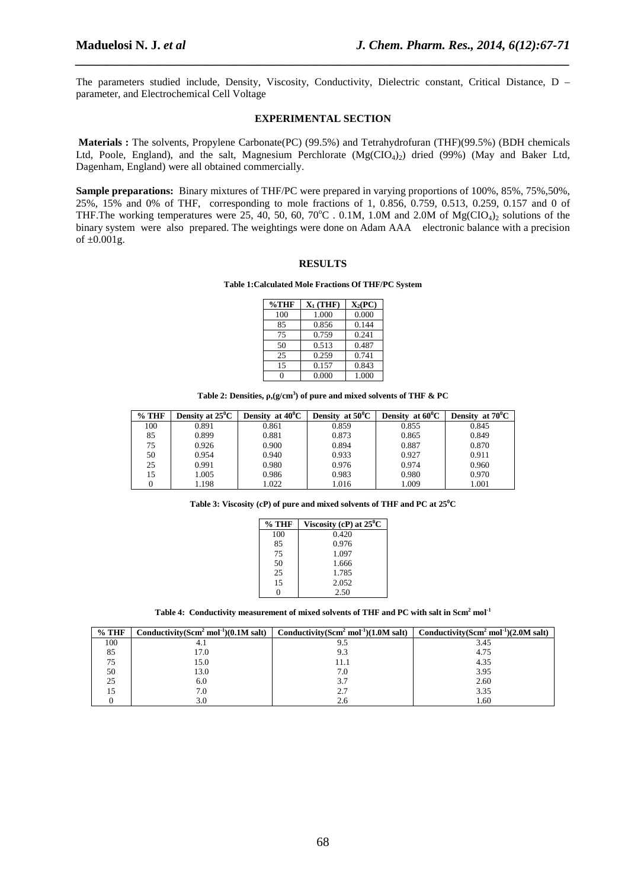The parameters studied include, Density, Viscosity, Conductivity, Dielectric constant, Critical Distance, D – parameter, and Electrochemical Cell Voltage

## EXPERIMENTAL SECTION

**Materials :** The solvents, Propylene Carbonate(PC) (99.5%) and Tetrahydrofuran (THF)(99.5%) (BDH chemicals Ltd, Poole, England), and the salt, Magnesium Perchlorate ($Mg(ClO_4)_2$) dried (99%) (May and Baker Ltd, Dagenham, England) were all obtained commercially.

**Sample preparations:** Binary mixtures of THF/PC were prepared in varying proportions of 100%, 85%, 75%,50%, 25%, 15% and 0% of THF, corresponding to mole fractions of 1, 0.856, 0.759, 0.513, 0.259, 0.157 and 0 of THF.The working temperatures were 25, 40, 50, 60, 70$^oC$ . 0.1M, 1.0M and 2.0M of $Mg(ClO_4)_2$ solutions of the binary system were also prepared. The weightings were done on Adam AAA electronic balance with a precision of ±0.001g.

## RESULTS

**Table 1:Calculated Mole Fractions Of THF/PC System**

| %THF | $X_1$ (THF) | $X_2$(PC) |
|---|---|---|
| 100 | 1.000 | 0.000 |
| 85 | 0.856 | 0.144 |
| 75 | 0.759 | 0.241 |
| 50 | 0.513 | 0.487 |
| 25 | 0.259 | 0.741 |
| 15 | 0.157 | 0.843 |
| 0 | 0.000 | 1.000 |

**Table 2: Densities, ρ,(g/cm$^3$) of pure and mixed solvents of THF & PC**

| % THF | Density at 25$^0$C | Density at 40$^0$C | Density at 50$^0$C | Density at 60$^0$C | Density at 70$^0$C |
|---|---|---|---|---|---|
| 100 | 0.891 | 0.861 | 0.859 | 0.855 | 0.845 |
| 85 | 0.899 | 0.881 | 0.873 | 0.865 | 0.849 |
| 75 | 0.926 | 0.900 | 0.894 | 0.887 | 0.870 |
| 50 | 0.954 | 0.940 | 0.933 | 0.927 | 0.911 |
| 25 | 0.991 | 0.980 | 0.976 | 0.974 | 0.960 |
| 15 | 1.005 | 0.986 | 0.983 | 0.980 | 0.970 |
| 0 | 1.198 | 1.022 | 1.016 | 1.009 | 1.001 |

**Table 3: Viscosity (cP) of pure and mixed solvents of THF and PC at 25$^0$C**

| % THF | Viscosity (cP) at 25$^0$C |
|---|---|
| 100 | 0.420 |
| 85 | 0.976 |
| 75 | 1.097 |
| 50 | 1.666 |
| 25 | 1.785 |
| 15 | 2.052 |
| 0 | 2.50 |

**Table 4: Conductivity measurement of mixed solvents of THF and PC with salt in Scm$^2$ mol$^{-1}$**

| % THF | Conductivity(Scm$^2$ mol$^{-1}$)(0.1M salt) | Conductivity(Scm$^2$ mol$^{-1}$)(1.0M salt) | Conductivity(Scm$^2$ mol$^{-1}$)(2.0M salt) |
|---|---|---|---|
| 100 | 4.1 | 9.5 | 3.45 |
| 85 | 17.0 | 9.3 | 4.75 |
| 75 | 15.0 | 11.1 | 4.35 |
| 50 | 13.0 | 7.0 | 3.95 |
| 25 | 6.0 | 3.7 | 2.60 |
| 15 | 7.0 | 2.7 | 3.35 |
| 0 | 3.0 | 2.6 | 1.60 |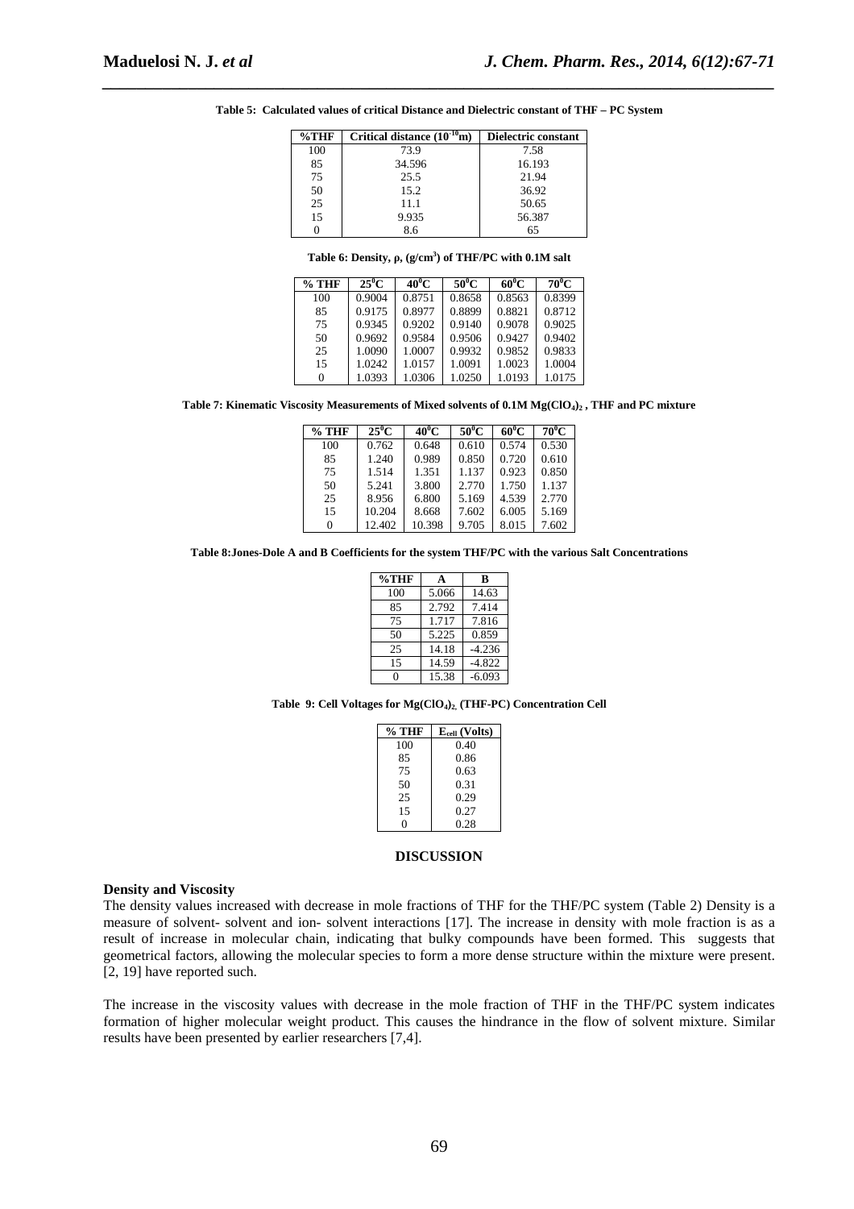**Table 5: Calculated values of critical Distance and Dielectric constant of THF – PC System**

| %THF | Critical distance ($10^{-10}$m) | Dielectric constant |
|---|---|---|
| 100 | 73.9 | 7.58 |
| 85 | 34.596 | 16.193 |
| 75 | 25.5 | 21.94 |
| 50 | 15.2 | 36.92 |
| 25 | 11.1 | 50.65 |
| 15 | 9.935 | 56.387 |
| 0 | 8.6 | 65 |

**Table 6: Density, ρ, (g/cm$^3$) of THF/PC with 0.1M salt**

| % THF | 25$^0$C | 40$^0$C | 50$^0$C | 60$^0$C | 70$^0$C |
|---|---|---|---|---|---|
| 100 | 0.9004 | 0.8751 | 0.8658 | 0.8563 | 0.8399 |
| 85 | 0.9175 | 0.8977 | 0.8899 | 0.8821 | 0.8712 |
| 75 | 0.9345 | 0.9202 | 0.9140 | 0.9078 | 0.9025 |
| 50 | 0.9692 | 0.9584 | 0.9506 | 0.9427 | 0.9402 |
| 25 | 1.0090 | 1.0007 | 0.9932 | 0.9852 | 0.9833 |
| 15 | 1.0242 | 1.0157 | 1.0091 | 1.0023 | 1.0004 |
| 0 | 1.0393 | 1.0306 | 1.0250 | 1.0193 | 1.0175 |

**Table 7: Kinematic Viscosity Measurements of Mixed solvents of 0.1M $Mg(ClO_4)_2$ , THF and PC mixture**

| % THF | 25$^0$C | 40$^0$C | 50$^0$C | 60$^0$C | 70$^0$C |
|---|---|---|---|---|---|
| 100 | 0.762 | 0.648 | 0.610 | 0.574 | 0.530 |
| 85 | 1.240 | 0.989 | 0.850 | 0.720 | 0.610 |
| 75 | 1.514 | 1.351 | 1.137 | 0.923 | 0.850 |
| 50 | 5.241 | 3.800 | 2.770 | 1.750 | 1.137 |
| 25 | 8.956 | 6.800 | 5.169 | 4.539 | 2.770 |
| 15 | 10.204 | 8.668 | 7.602 | 6.005 | 5.169 |
| 0 | 12.402 | 10.398 | 9.705 | 8.015 | 7.602 |

**Table 8:Jones-Dole A and B Coefficients for the system THF/PC with the various Salt Concentrations**

| %THF | A | B |
|---|---|---|
| 100 | 5.066 | 14.63 |
| 85 | 2.792 | 7.414 |
| 75 | 1.717 | 7.816 |
| 50 | 5.225 | 0.859 |
| 25 | 14.18 | -4.236 |
| 15 | 14.59 | -4.822 |
| 0 | 15.38 | -6.093 |

**Table 9: Cell Voltages for $Mg(ClO_4)_2$ (THF-PC) Concentration Cell**

| % THF | $E_{cell}$ (Volts) |
|---|---|
| 100 | 0.40 |
| 85 | 0.86 |
| 75 | 0.63 |
| 50 | 0.31 |
| 25 | 0.29 |
| 15 | 0.27 |
| 0 | 0.28 |

## DISCUSSION

### Density and Viscosity

The density values increased with decrease in mole fractions of THF for the THF/PC system (Table 2) Density is a measure of solvent- solvent and ion- solvent interactions [17]. The increase in density with mole fraction is as a result of increase in molecular chain, indicating that bulky compounds have been formed. This suggests that geometrical factors, allowing the molecular species to form a more dense structure within the mixture were present. [2, 19] have reported such.

The increase in the viscosity values with decrease in the mole fraction of THF in the THF/PC system indicates formation of higher molecular weight product. This causes the hindrance in the flow of solvent mixture. Similar results have been presented by earlier researchers [7,4].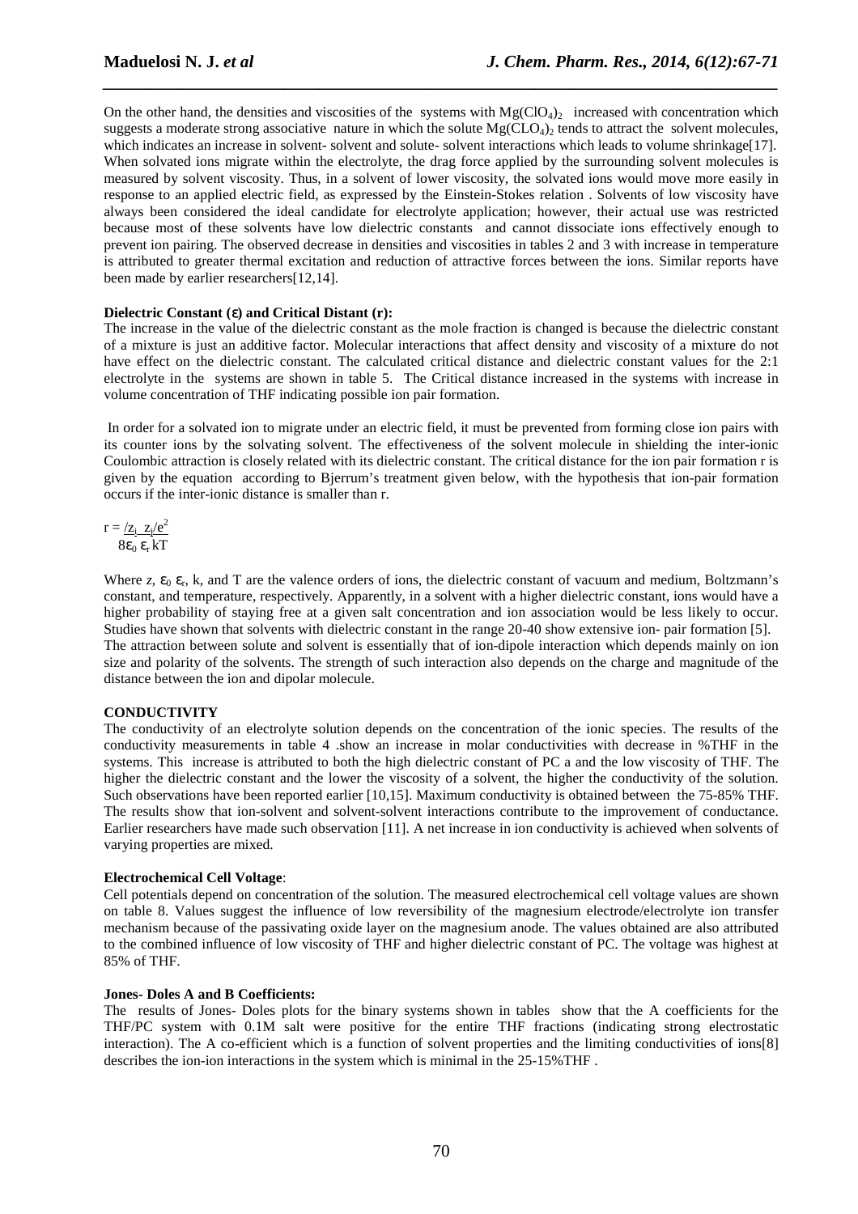On the other hand, the densities and viscosities of the systems with $Mg(ClO_4)_2$ increased with concentration which suggests a moderate strong associative nature in which the solute $Mg(CLO_4)_2$ tends to attract the solvent molecules, which indicates an increase in solvent- solvent and solute- solvent interactions which leads to volume shrinkage[17]. When solvated ions migrate within the electrolyte, the drag force applied by the surrounding solvent molecules is measured by solvent viscosity. Thus, in a solvent of lower viscosity, the solvated ions would move more easily in response to an applied electric field, as expressed by the Einstein-Stokes relation . Solvents of low viscosity have always been considered the ideal candidate for electrolyte application; however, their actual use was restricted because most of these solvents have low dielectric constants and cannot dissociate ions effectively enough to prevent ion pairing. The observed decrease in densities and viscosities in tables 2 and 3 with increase in temperature is attributed to greater thermal excitation and reduction of attractive forces between the ions. Similar reports have been made by earlier researchers[12,14].

**Dielectric Constant (ε) and Critical Distant (r):**

The increase in the value of the dielectric constant as the mole fraction is changed is because the dielectric constant of a mixture is just an additive factor. Molecular interactions that affect density and viscosity of a mixture do not have effect on the dielectric constant. The calculated critical distance and dielectric constant values for the 2:1 electrolyte in the systems are shown in table 5. The Critical distance increased in the systems with increase in volume concentration of THF indicating possible ion pair formation.

In order for a solvated ion to migrate under an electric field, it must be prevented from forming close ion pairs with its counter ions by the solvating solvent. The effectiveness of the solvent molecule in shielding the inter-ionic Coulombic attraction is closely related with its dielectric constant. The critical distance for the ion pair formation r is given by the equation according to Bjerrum's treatment given below, with the hypothesis that ion-pair formation occurs if the inter-ionic distance is smaller than r.

$$r = \frac{/z_i \; z_j/e^2}{8\varepsilon_0 \, \varepsilon_r \, kT}$$

Where $z$, $\varepsilon_0$ $\varepsilon_r$, k, and T are the valence orders of ions, the dielectric constant of vacuum and medium, Boltzmann's constant, and temperature, respectively. Apparently, in a solvent with a higher dielectric constant, ions would have a higher probability of staying free at a given salt concentration and ion association would be less likely to occur. Studies have shown that solvents with dielectric constant in the range 20-40 show extensive ion- pair formation [5].
The attraction between solute and solvent is essentially that of ion-dipole interaction which depends mainly on ion size and polarity of the solvents. The strength of such interaction also depends on the charge and magnitude of the distance between the ion and dipolar molecule.

**CONDUCTIVITY**

The conductivity of an electrolyte solution depends on the concentration of the ionic species. The results of the conductivity measurements in table 4 .show an increase in molar conductivities with decrease in %THF in the systems. This increase is attributed to both the high dielectric constant of PC a and the low viscosity of THF. The higher the dielectric constant and the lower the viscosity of a solvent, the higher the conductivity of the solution. Such observations have been reported earlier [10,15]. Maximum conductivity is obtained between the 75-85% THF. The results show that ion-solvent and solvent-solvent interactions contribute to the improvement of conductance. Earlier researchers have made such observation [11]. A net increase in ion conductivity is achieved when solvents of varying properties are mixed.

**Electrochemical Cell Voltage**:

Cell potentials depend on concentration of the solution. The measured electrochemical cell voltage values are shown on table 8. Values suggest the influence of low reversibility of the magnesium electrode/electrolyte ion transfer mechanism because of the passivating oxide layer on the magnesium anode. The values obtained are also attributed to the combined influence of low viscosity of THF and higher dielectric constant of PC. The voltage was highest at 85% of THF.

**Jones- Doles A and B Coefficients:**

The results of Jones- Doles plots for the binary systems shown in tables show that the A coefficients for the THF/PC system with 0.1M salt were positive for the entire THF fractions (indicating strong electrostatic interaction). The A co-efficient which is a function of solvent properties and the limiting conductivities of ions[8] describes the ion-ion interactions in the system which is minimal in the 25-15%THF .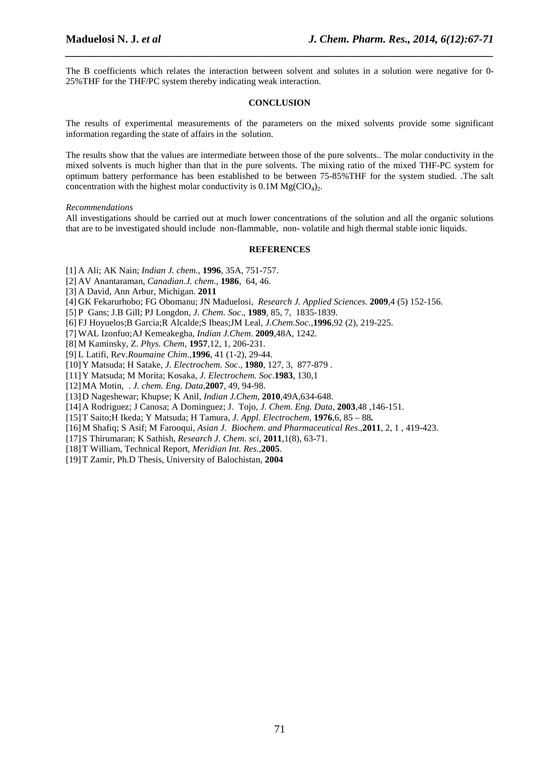The B coefficients which relates the interaction between solvent and solutes in a solution were negative for 0-25%THF for the THF/PC system thereby indicating weak interaction.

## CONCLUSION

The results of experimental measurements of the parameters on the mixed solvents provide some significant information regarding the state of affairs in the solution.

The results show that the values are intermediate between those of the pure solvents.. The molar conductivity in the mixed solvents is much higher than that in the pure solvents. The mixing ratio of the mixed THF-PC system for optimum battery performance has been established to be between 75-85%THF for the system studied. .The salt concentration with the highest molar conductivity is 0.1M $Mg(ClO_4)_2$.

*Recommendations*

All investigations should be carried out at much lower concentrations of the solution and all the organic solutions that are to be investigated should include non-flammable, non- volatile and high thermal stable ionic liquids.

## REFERENCES

[1] A Ali; AK Nain; *Indian J. chem*., **1996**, 35A, 751-757.
[2] AV Anantaraman, *Canadian.J. chem*., **1986**, 64, 46.
[3] A David, Ann Arbur, Michigan. **2011**
[4] GK Fekarurhobo; FG Obomanu; JN Maduelosi, *Research J. Applied Sciences*. **2009**,4 (5) 152-156.
[5] P Gans; J.B Gill; PJ Longdon, *J. Chem. Soc*., **1989**, 85, 7, 1835-1839.
[6] FJ Hoyuelos;B Garcia;R Alcalde;S Ibeas;JM Leal, *J.Chem.Soc*.,**1996**,92 (2), 219-225.
[7] WAL Izonfuo;AJ Kemeakegha, *Indian J.Chem*. **2009**,48A, 1242.
[8] M Kaminsky, Z. *Phys. Chem*, **1957**,12, 1, 206-231.
[9] L Latifi, R*ev.Roumaine Chim*.,**1996**, 41 (1-2), 29-44.
[10] Y Matsuda; H Satake, *J. Electrochem. Soc*., **1980**, 127, 3, 877-879 .
[11] Y Matsuda; M Morita; Kosaka, *J. Electrochem. Soc*.**1983**, 130,1
[12] MA Motin, . *J. chem. Eng. Data*,**2007**, 49, 94-98.
[13] D Nageshewar; Khupse; K Anil, *Indian J.Chem*, **2010**,49A,634-648.
[14] A Rodriguez; J Canosa; A Dominguez; J. Tojo, *J. Chem. Eng. Data*, **2003**,48 ,146-151.
[15] T Saito;H Ikeda; Y Matsuda; H Tamura, *J. Appl. Electrochem*, **1976**,6, 85 – 88**.**
[16] M Shafiq; S Asif; M Farooqui, *Asian J. Biochem. and Pharmaceutical Res*.,**2011**, 2, 1 , 419-423.
[17] S Thirumaran; K Sathish, *Research J. Chem. sci*, **2011**,1(8), 63-71.
[18] T William, Technical Report, *Meridian Int. Res*.,**2005**.
[19] T Zamir, Ph.D Thesis, University of Balochistan, **2004**